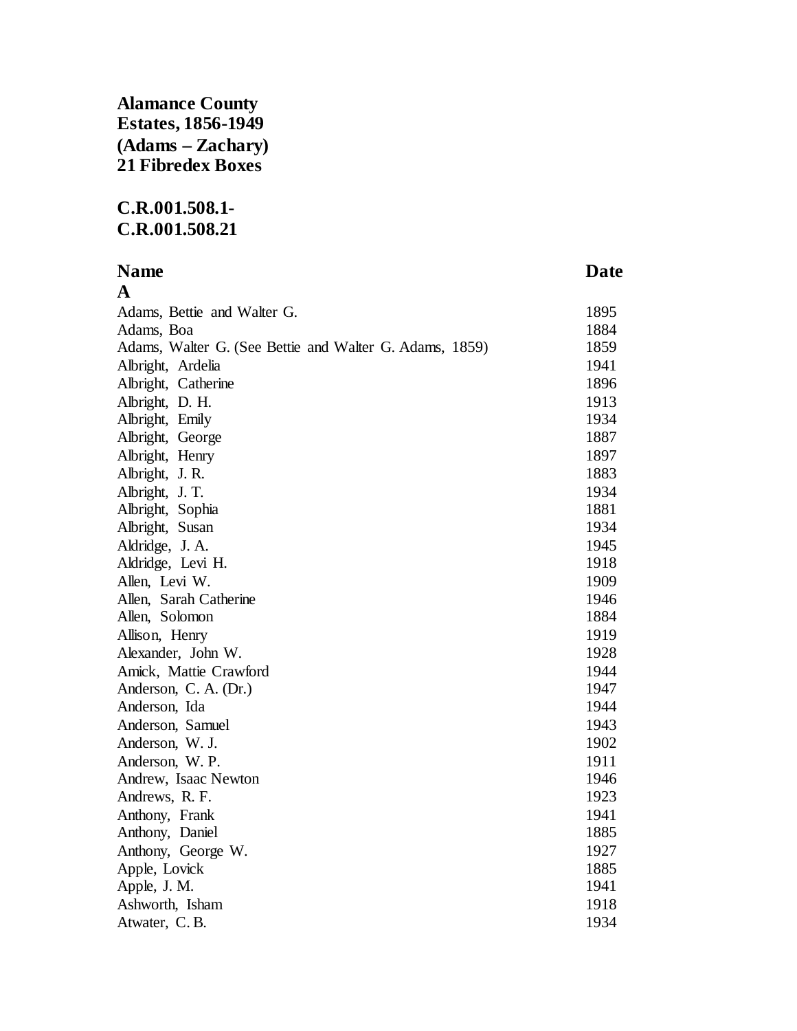**Alamance County**
**Estates, 1856-1949**
**(Adams – Zachary)**
**21 Fibredex Boxes**

**C.R.001.508.1-**
**C.R.001.508.21**

| **Name** | **Date** |
|---|---|
| **A** | |
| Adams, Bettie and Walter G. | 1895 |
| Adams, Boa | 1884 |
| Adams, Walter G. (See Bettie and Walter G. Adams, 1859) | 1859 |
| Albright, Ardelia | 1941 |
| Albright, Catherine | 1896 |
| Albright, D. H. | 1913 |
| Albright, Emily | 1934 |
| Albright, George | 1887 |
| Albright, Henry | 1897 |
| Albright, J. R. | 1883 |
| Albright, J. T. | 1934 |
| Albright, Sophia | 1881 |
| Albright, Susan | 1934 |
| Aldridge, J. A. | 1945 |
| Aldridge, Levi H. | 1918 |
| Allen, Levi W. | 1909 |
| Allen, Sarah Catherine | 1946 |
| Allen, Solomon | 1884 |
| Allison, Henry | 1919 |
| Alexander, John W. | 1928 |
| Amick, Mattie Crawford | 1944 |
| Anderson, C. A. (Dr.) | 1947 |
| Anderson, Ida | 1944 |
| Anderson, Samuel | 1943 |
| Anderson, W. J. | 1902 |
| Anderson, W. P. | 1911 |
| Andrew, Isaac Newton | 1946 |
| Andrews, R. F. | 1923 |
| Anthony, Frank | 1941 |
| Anthony, Daniel | 1885 |
| Anthony, George W. | 1927 |
| Apple, Lovick | 1885 |
| Apple, J. M. | 1941 |
| Ashworth, Isham | 1918 |
| Atwater, C. B. | 1934 |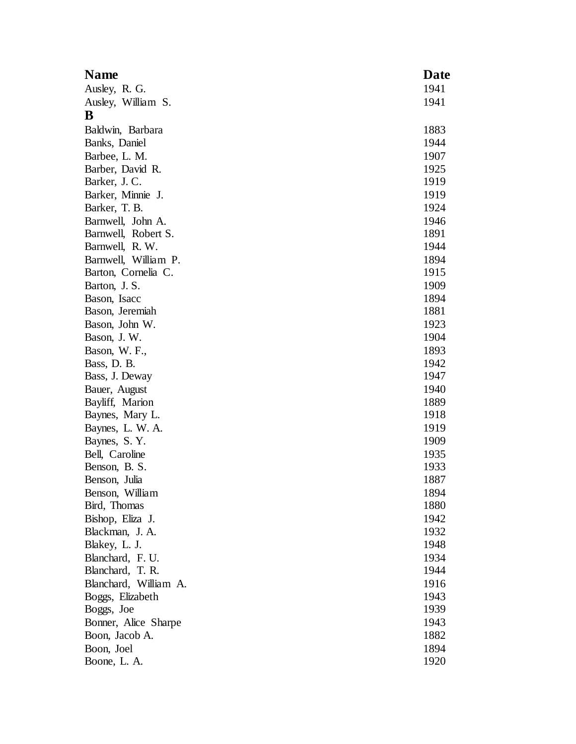| Name | Date |
|---|---|
| Ausley, R. G. | 1941 |
| Ausley, William S. | 1941 |
| **B** | |
| Baldwin, Barbara | 1883 |
| Banks, Daniel | 1944 |
| Barbee, L. M. | 1907 |
| Barber, David R. | 1925 |
| Barker, J. C. | 1919 |
| Barker, Minnie J. | 1919 |
| Barker, T. B. | 1924 |
| Barnwell, John A. | 1946 |
| Barnwell, Robert S. | 1891 |
| Barnwell, R. W. | 1944 |
| Barnwell, William P. | 1894 |
| Barton, Cornelia C. | 1915 |
| Barton, J. S. | 1909 |
| Bason, Isacc | 1894 |
| Bason, Jeremiah | 1881 |
| Bason, John W. | 1923 |
| Bason, J. W. | 1904 |
| Bason, W. F., | 1893 |
| Bass, D. B. | 1942 |
| Bass, J. Deway | 1947 |
| Bauer, August | 1940 |
| Bayliff, Marion | 1889 |
| Baynes, Mary L. | 1918 |
| Baynes, L. W. A. | 1919 |
| Baynes, S. Y. | 1909 |
| Bell, Caroline | 1935 |
| Benson, B. S. | 1933 |
| Benson, Julia | 1887 |
| Benson, William | 1894 |
| Bird, Thomas | 1880 |
| Bishop, Eliza J. | 1942 |
| Blackman, J. A. | 1932 |
| Blakey, L. J. | 1948 |
| Blanchard, F. U. | 1934 |
| Blanchard, T. R. | 1944 |
| Blanchard, William A. | 1916 |
| Boggs, Elizabeth | 1943 |
| Boggs, Joe | 1939 |
| Bonner, Alice Sharpe | 1943 |
| Boon, Jacob A. | 1882 |
| Boon, Joel | 1894 |
| Boone, L. A. | 1920 |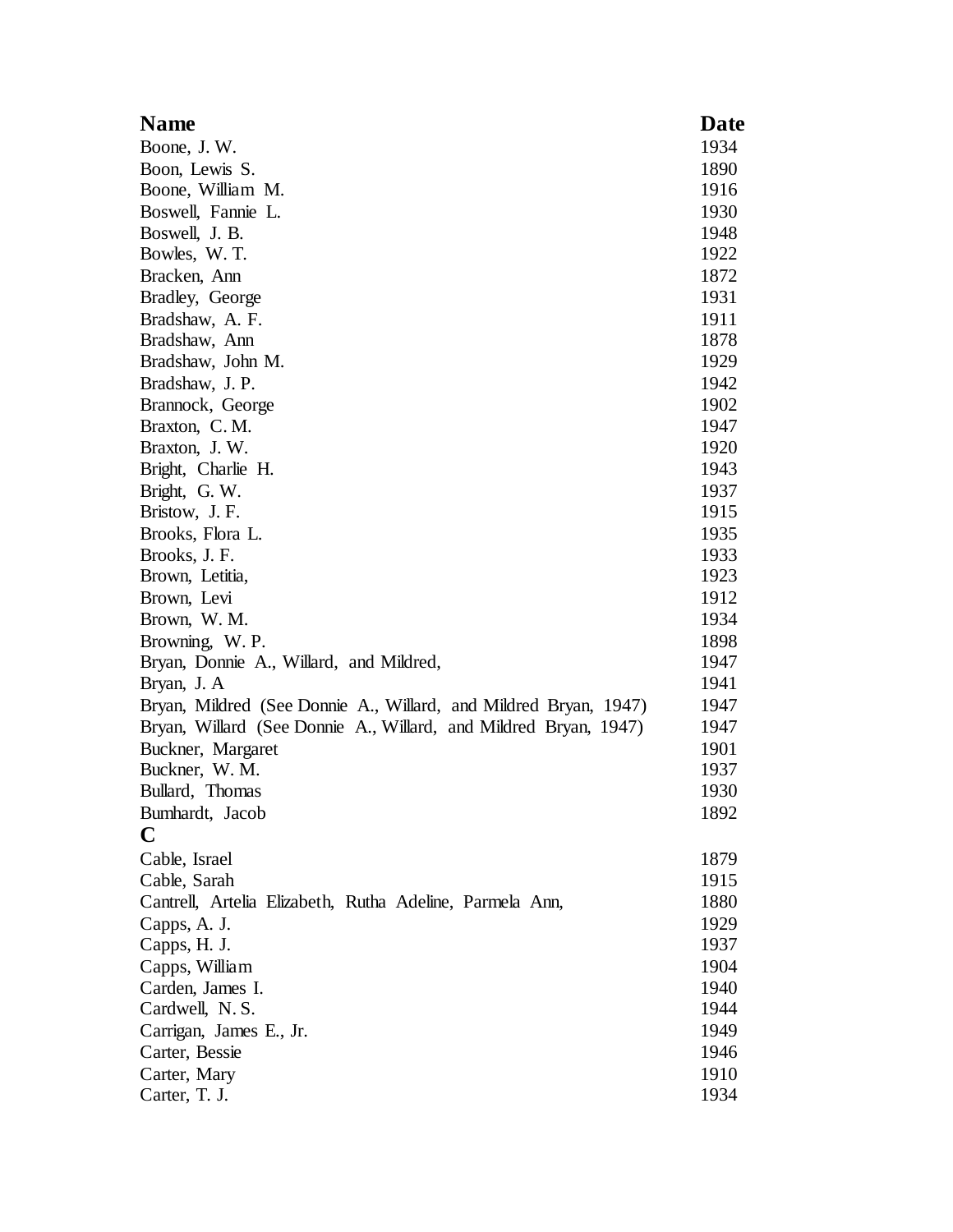| Name | Date |
|---|---|
| Boone, J. W. | 1934 |
| Boon, Lewis S. | 1890 |
| Boone, William M. | 1916 |
| Boswell, Fannie L. | 1930 |
| Boswell, J. B. | 1948 |
| Bowles, W. T. | 1922 |
| Bracken, Ann | 1872 |
| Bradley, George | 1931 |
| Bradshaw, A. F. | 1911 |
| Bradshaw, Ann | 1878 |
| Bradshaw, John M. | 1929 |
| Bradshaw, J. P. | 1942 |
| Brannock, George | 1902 |
| Braxton, C. M. | 1947 |
| Braxton, J. W. | 1920 |
| Bright, Charlie H. | 1943 |
| Bright, G. W. | 1937 |
| Bristow, J. F. | 1915 |
| Brooks, Flora L. | 1935 |
| Brooks, J. F. | 1933 |
| Brown, Letitia, | 1923 |
| Brown, Levi | 1912 |
| Brown, W. M. | 1934 |
| Browning, W. P. | 1898 |
| Bryan, Donnie A., Willard, and Mildred, | 1947 |
| Bryan, J. A | 1941 |
| Bryan, Mildred (See Donnie A., Willard, and Mildred Bryan, 1947) | 1947 |
| Bryan, Willard (See Donnie A., Willard, and Mildred Bryan, 1947) | 1947 |
| Buckner, Margaret | 1901 |
| Buckner, W. M. | 1937 |
| Bullard, Thomas | 1930 |
| Bumhardt, Jacob | 1892 |
| **C** | |
| Cable, Israel | 1879 |
| Cable, Sarah | 1915 |
| Cantrell, Artelia Elizabeth, Rutha Adeline, Parmela Ann, | 1880 |
| Capps, A. J. | 1929 |
| Capps, H. J. | 1937 |
| Capps, William | 1904 |
| Carden, James I. | 1940 |
| Cardwell, N. S. | 1944 |
| Carrigan, James E., Jr. | 1949 |
| Carter, Bessie | 1946 |
| Carter, Mary | 1910 |
| Carter, T. J. | 1934 |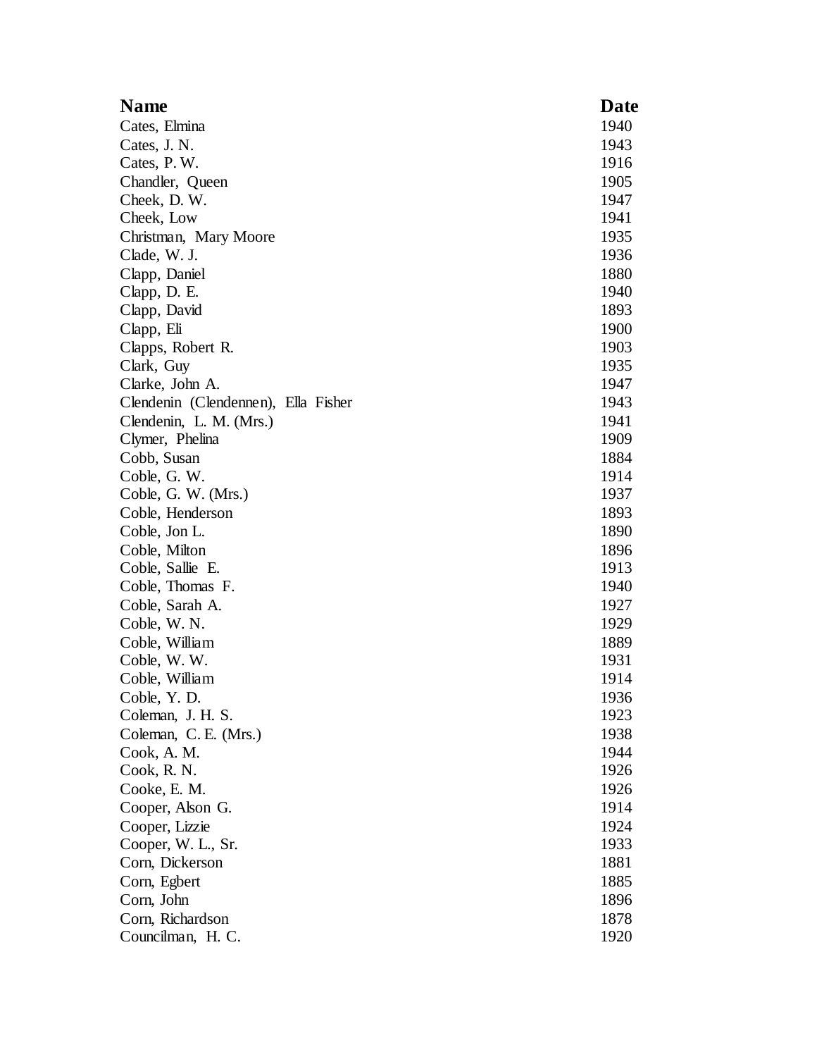| Name | Date |
| --- | --- |
| Cates, Elmina | 1940 |
| Cates, J. N. | 1943 |
| Cates, P. W. | 1916 |
| Chandler, Queen | 1905 |
| Cheek, D. W. | 1947 |
| Cheek, Low | 1941 |
| Christman, Mary Moore | 1935 |
| Clade, W. J. | 1936 |
| Clapp, Daniel | 1880 |
| Clapp, D. E. | 1940 |
| Clapp, David | 1893 |
| Clapp, Eli | 1900 |
| Clapps, Robert R. | 1903 |
| Clark, Guy | 1935 |
| Clarke, John A. | 1947 |
| Clendenin (Clendennen), Ella Fisher | 1943 |
| Clendenin, L. M. (Mrs.) | 1941 |
| Clymer, Phelina | 1909 |
| Cobb, Susan | 1884 |
| Coble, G. W. | 1914 |
| Coble, G. W. (Mrs.) | 1937 |
| Coble, Henderson | 1893 |
| Coble, Jon L. | 1890 |
| Coble, Milton | 1896 |
| Coble, Sallie E. | 1913 |
| Coble, Thomas F. | 1940 |
| Coble, Sarah A. | 1927 |
| Coble, W. N. | 1929 |
| Coble, William | 1889 |
| Coble, W. W. | 1931 |
| Coble, William | 1914 |
| Coble, Y. D. | 1936 |
| Coleman, J. H. S. | 1923 |
| Coleman, C. E. (Mrs.) | 1938 |
| Cook, A. M. | 1944 |
| Cook, R. N. | 1926 |
| Cooke, E. M. | 1926 |
| Cooper, Alson G. | 1914 |
| Cooper, Lizzie | 1924 |
| Cooper, W. L., Sr. | 1933 |
| Corn, Dickerson | 1881 |
| Corn, Egbert | 1885 |
| Corn, John | 1896 |
| Corn, Richardson | 1878 |
| Councilman, H. C. | 1920 |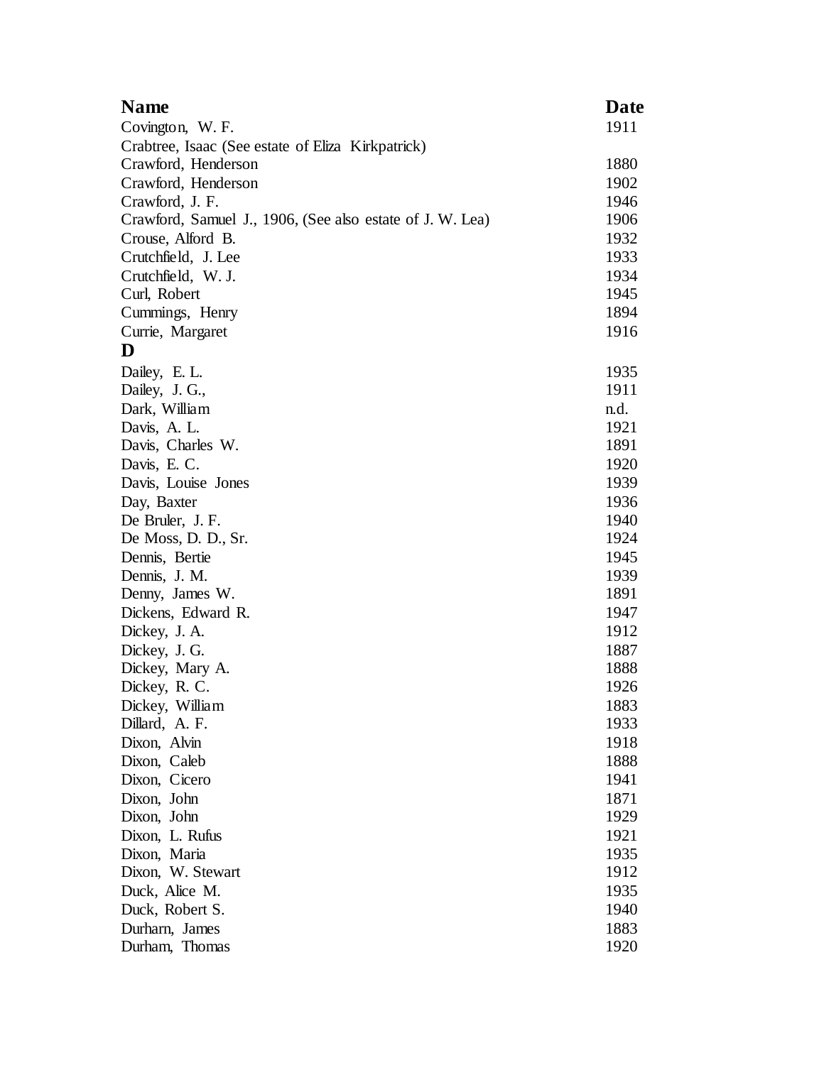| Name | Date |
|---|---|
| Covington, W. F. | 1911 |
| Crabtree, Isaac (See estate of Eliza Kirkpatrick) | |
| Crawford, Henderson | 1880 |
| Crawford, Henderson | 1902 |
| Crawford, J. F. | 1946 |
| Crawford, Samuel J., 1906, (See also estate of J. W. Lea) | 1906 |
| Crouse, Alford B. | 1932 |
| Crutchfield, J. Lee | 1933 |
| Crutchfield, W. J. | 1934 |
| Curl, Robert | 1945 |
| Cummings, Henry | 1894 |
| Currie, Margaret | 1916 |
| **D** | |
| Dailey, E. L. | 1935 |
| Dailey, J. G., | 1911 |
| Dark, William | n.d. |
| Davis, A. L. | 1921 |
| Davis, Charles W. | 1891 |
| Davis, E. C. | 1920 |
| Davis, Louise Jones | 1939 |
| Day, Baxter | 1936 |
| De Bruler, J. F. | 1940 |
| De Moss, D. D., Sr. | 1924 |
| Dennis, Bertie | 1945 |
| Dennis, J. M. | 1939 |
| Denny, James W. | 1891 |
| Dickens, Edward R. | 1947 |
| Dickey, J. A. | 1912 |
| Dickey, J. G. | 1887 |
| Dickey, Mary A. | 1888 |
| Dickey, R. C. | 1926 |
| Dickey, William | 1883 |
| Dillard, A. F. | 1933 |
| Dixon, Alvin | 1918 |
| Dixon, Caleb | 1888 |
| Dixon, Cicero | 1941 |
| Dixon, John | 1871 |
| Dixon, John | 1929 |
| Dixon, L. Rufus | 1921 |
| Dixon, Maria | 1935 |
| Dixon, W. Stewart | 1912 |
| Duck, Alice M. | 1935 |
| Duck, Robert S. | 1940 |
| Durharn, James | 1883 |
| Durham, Thomas | 1920 |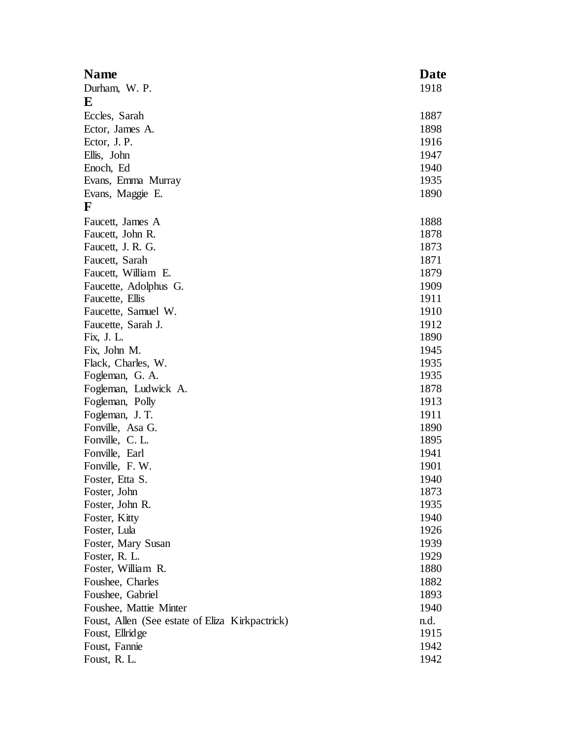| Name | Date |
|---|---|
| Durham, W. P. | 1918 |
| **E** | |
| Eccles, Sarah | 1887 |
| Ector, James A. | 1898 |
| Ector, J. P. | 1916 |
| Ellis, John | 1947 |
| Enoch, Ed | 1940 |
| Evans, Emma Murray | 1935 |
| Evans, Maggie E. | 1890 |
| **F** | |
| Faucett, James A | 1888 |
| Faucett, John R. | 1878 |
| Faucett, J. R. G. | 1873 |
| Faucett, Sarah | 1871 |
| Faucett, William E. | 1879 |
| Faucette, Adolphus G. | 1909 |
| Faucette, Ellis | 1911 |
| Faucette, Samuel W. | 1910 |
| Faucette, Sarah J. | 1912 |
| Fix, J. L. | 1890 |
| Fix, John M. | 1945 |
| Flack, Charles, W. | 1935 |
| Fogleman, G. A. | 1935 |
| Fogleman, Ludwick A. | 1878 |
| Fogleman, Polly | 1913 |
| Fogleman, J. T. | 1911 |
| Fonville, Asa G. | 1890 |
| Fonville, C. L. | 1895 |
| Fonville, Earl | 1941 |
| Fonville, F. W. | 1901 |
| Foster, Etta S. | 1940 |
| Foster, John | 1873 |
| Foster, John R. | 1935 |
| Foster, Kitty | 1940 |
| Foster, Lula | 1926 |
| Foster, Mary Susan | 1939 |
| Foster, R. L. | 1929 |
| Foster, William R. | 1880 |
| Foushee, Charles | 1882 |
| Foushee, Gabriel | 1893 |
| Foushee, Mattie Minter | 1940 |
| Foust, Allen (See estate of Eliza Kirkpactrick) | n.d. |
| Foust, Ellridge | 1915 |
| Foust, Fannie | 1942 |
| Foust, R. L. | 1942 |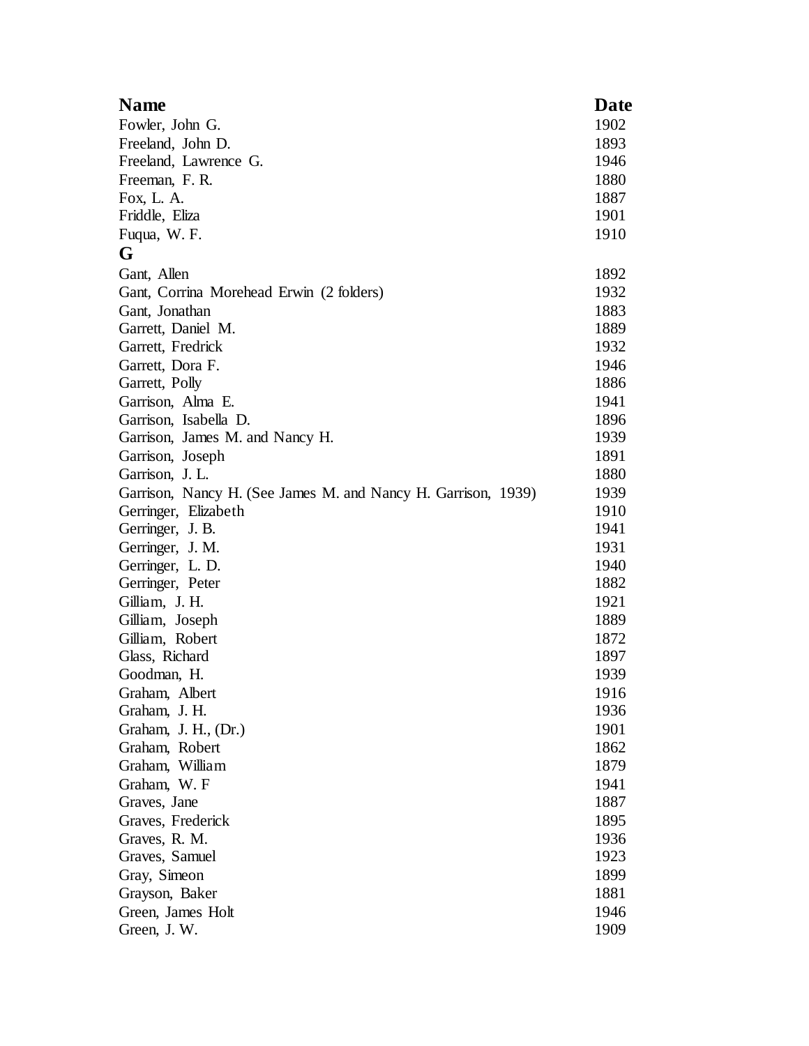| Name | Date |
|---|---|
| Fowler, John G. | 1902 |
| Freeland, John D. | 1893 |
| Freeland, Lawrence G. | 1946 |
| Freeman, F. R. | 1880 |
| Fox, L. A. | 1887 |
| Friddle, Eliza | 1901 |
| Fuqua, W. F. | 1910 |
| **G** | |
| Gant, Allen | 1892 |
| Gant, Corrina Morehead Erwin (2 folders) | 1932 |
| Gant, Jonathan | 1883 |
| Garrett, Daniel M. | 1889 |
| Garrett, Fredrick | 1932 |
| Garrett, Dora F. | 1946 |
| Garrett, Polly | 1886 |
| Garrison, Alma E. | 1941 |
| Garrison, Isabella D. | 1896 |
| Garrison, James M. and Nancy H. | 1939 |
| Garrison, Joseph | 1891 |
| Garrison, J. L. | 1880 |
| Garrison, Nancy H. (See James M. and Nancy H. Garrison, 1939) | 1939 |
| Gerringer, Elizabeth | 1910 |
| Gerringer, J. B. | 1941 |
| Gerringer, J. M. | 1931 |
| Gerringer, L. D. | 1940 |
| Gerringer, Peter | 1882 |
| Gilliam, J. H. | 1921 |
| Gilliam, Joseph | 1889 |
| Gilliam, Robert | 1872 |
| Glass, Richard | 1897 |
| Goodman, H. | 1939 |
| Graham, Albert | 1916 |
| Graham, J. H. | 1936 |
| Graham, J. H., (Dr.) | 1901 |
| Graham, Robert | 1862 |
| Graham, William | 1879 |
| Graham, W. F | 1941 |
| Graves, Jane | 1887 |
| Graves, Frederick | 1895 |
| Graves, R. M. | 1936 |
| Graves, Samuel | 1923 |
| Gray, Simeon | 1899 |
| Grayson, Baker | 1881 |
| Green, James Holt | 1946 |
| Green, J. W. | 1909 |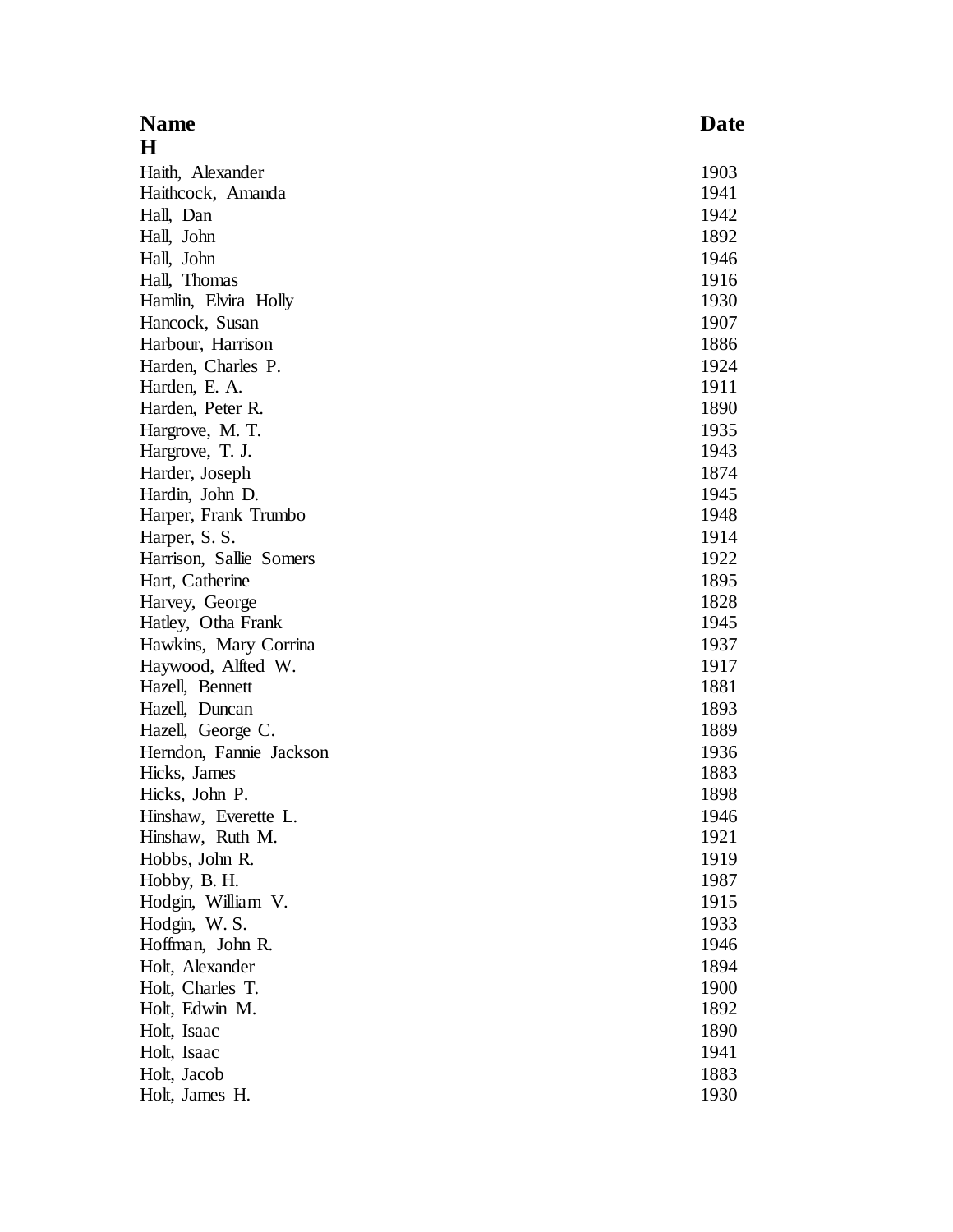| Name | Date |
|---|---|
| **H** | |
| Haith, Alexander | 1903 |
| Haithcock, Amanda | 1941 |
| Hall, Dan | 1942 |
| Hall, John | 1892 |
| Hall, John | 1946 |
| Hall, Thomas | 1916 |
| Hamlin, Elvira Holly | 1930 |
| Hancock, Susan | 1907 |
| Harbour, Harrison | 1886 |
| Harden, Charles P. | 1924 |
| Harden, E. A. | 1911 |
| Harden, Peter R. | 1890 |
| Hargrove, M. T. | 1935 |
| Hargrove, T. J. | 1943 |
| Harder, Joseph | 1874 |
| Hardin, John D. | 1945 |
| Harper, Frank Trumbo | 1948 |
| Harper, S. S. | 1914 |
| Harrison, Sallie Somers | 1922 |
| Hart, Catherine | 1895 |
| Harvey, George | 1828 |
| Hatley, Otha Frank | 1945 |
| Hawkins, Mary Corrina | 1937 |
| Haywood, Alfted W. | 1917 |
| Hazell, Bennett | 1881 |
| Hazell, Duncan | 1893 |
| Hazell, George C. | 1889 |
| Herndon, Fannie Jackson | 1936 |
| Hicks, James | 1883 |
| Hicks, John P. | 1898 |
| Hinshaw, Everette L. | 1946 |
| Hinshaw, Ruth M. | 1921 |
| Hobbs, John R. | 1919 |
| Hobby, B. H. | 1987 |
| Hodgin, William V. | 1915 |
| Hodgin, W. S. | 1933 |
| Hoffman, John R. | 1946 |
| Holt, Alexander | 1894 |
| Holt, Charles T. | 1900 |
| Holt, Edwin M. | 1892 |
| Holt, Isaac | 1890 |
| Holt, Isaac | 1941 |
| Holt, Jacob | 1883 |
| Holt, James H. | 1930 |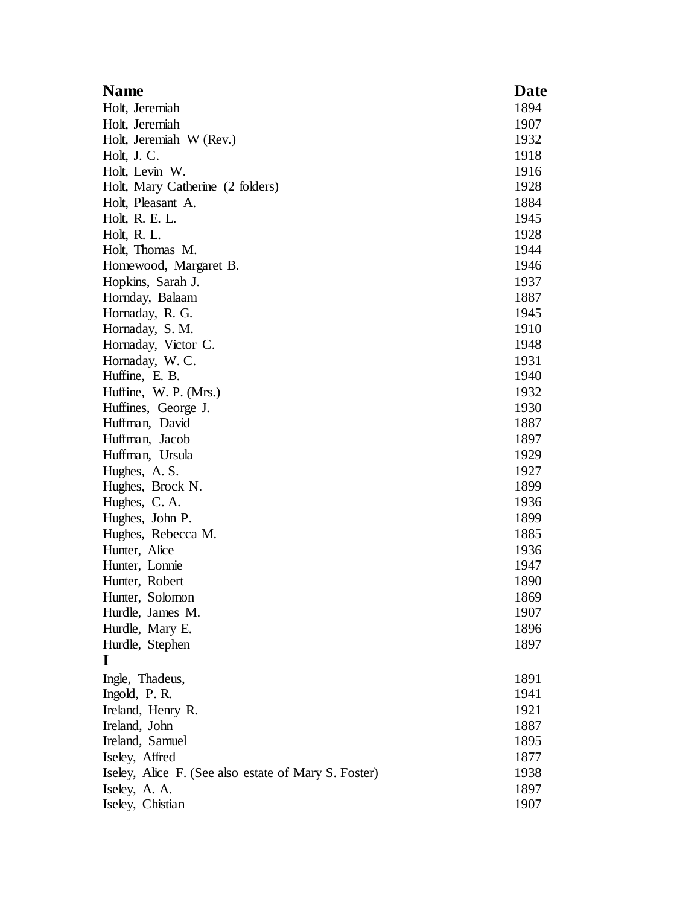| Name | Date |
|---|---|
| Holt, Jeremiah | 1894 |
| Holt, Jeremiah | 1907 |
| Holt, Jeremiah W (Rev.) | 1932 |
| Holt, J. C. | 1918 |
| Holt, Levin W. | 1916 |
| Holt, Mary Catherine (2 folders) | 1928 |
| Holt, Pleasant A. | 1884 |
| Holt, R. E. L. | 1945 |
| Holt, R. L. | 1928 |
| Holt, Thomas M. | 1944 |
| Homewood, Margaret B. | 1946 |
| Hopkins, Sarah J. | 1937 |
| Hornday, Balaam | 1887 |
| Hornaday, R. G. | 1945 |
| Hornaday, S. M. | 1910 |
| Hornaday, Victor C. | 1948 |
| Hornaday, W. C. | 1931 |
| Huffine, E. B. | 1940 |
| Huffine, W. P. (Mrs.) | 1932 |
| Huffines, George J. | 1930 |
| Huffman, David | 1887 |
| Huffman, Jacob | 1897 |
| Huffman, Ursula | 1929 |
| Hughes, A. S. | 1927 |
| Hughes, Brock N. | 1899 |
| Hughes, C. A. | 1936 |
| Hughes, John P. | 1899 |
| Hughes, Rebecca M. | 1885 |
| Hunter, Alice | 1936 |
| Hunter, Lonnie | 1947 |
| Hunter, Robert | 1890 |
| Hunter, Solomon | 1869 |
| Hurdle, James M. | 1907 |
| Hurdle, Mary E. | 1896 |
| Hurdle, Stephen | 1897 |
| **I** | |
| Ingle, Thadeus, | 1891 |
| Ingold, P. R. | 1941 |
| Ireland, Henry R. | 1921 |
| Ireland, John | 1887 |
| Ireland, Samuel | 1895 |
| Iseley, Affred | 1877 |
| Iseley, Alice F. (See also estate of Mary S. Foster) | 1938 |
| Iseley, A. A. | 1897 |
| Iseley, Chistian | 1907 |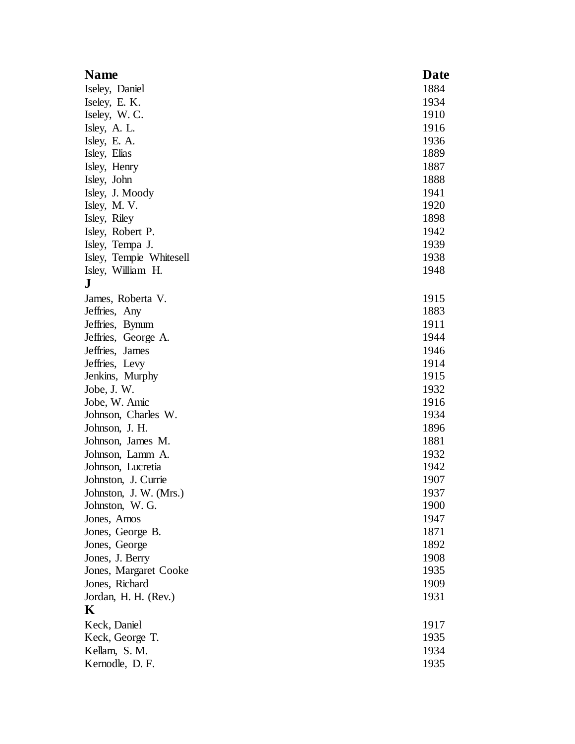| Name | Date |
|---|---|
| Iseley, Daniel | 1884 |
| Iseley, E. K. | 1934 |
| Iseley, W. C. | 1910 |
| Isley, A. L. | 1916 |
| Isley, E. A. | 1936 |
| Isley, Elias | 1889 |
| Isley, Henry | 1887 |
| Isley, John | 1888 |
| Isley, J. Moody | 1941 |
| Isley, M. V. | 1920 |
| Isley, Riley | 1898 |
| Isley, Robert P. | 1942 |
| Isley, Tempa J. | 1939 |
| Isley, Tempie Whitesell | 1938 |
| Isley, William H. | 1948 |
| **J** | |
| James, Roberta V. | 1915 |
| Jeffries, Any | 1883 |
| Jeffries, Bynum | 1911 |
| Jeffries, George A. | 1944 |
| Jeffries, James | 1946 |
| Jeffries, Levy | 1914 |
| Jenkins, Murphy | 1915 |
| Jobe, J. W. | 1932 |
| Jobe, W. Amic | 1916 |
| Johnson, Charles W. | 1934 |
| Johnson, J. H. | 1896 |
| Johnson, James M. | 1881 |
| Johnson, Lamm A. | 1932 |
| Johnson, Lucretia | 1942 |
| Johnston, J. Currie | 1907 |
| Johnston, J. W. (Mrs.) | 1937 |
| Johnston, W. G. | 1900 |
| Jones, Amos | 1947 |
| Jones, George B. | 1871 |
| Jones, George | 1892 |
| Jones, J. Berry | 1908 |
| Jones, Margaret Cooke | 1935 |
| Jones, Richard | 1909 |
| Jordan, H. H. (Rev.) | 1931 |
| **K** | |
| Keck, Daniel | 1917 |
| Keck, George T. | 1935 |
| Kellam, S. M. | 1934 |
| Kernodle, D. F. | 1935 |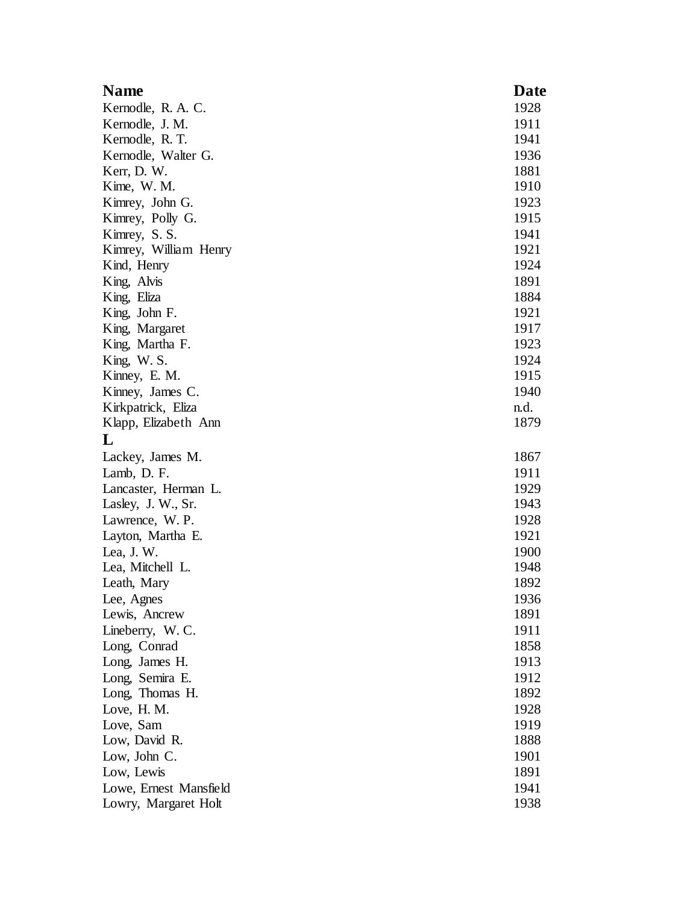| Name | Date |
|---|---|
| Kernodle, R. A. C. | 1928 |
| Kernodle, J. M. | 1911 |
| Kernodle, R. T. | 1941 |
| Kernodle, Walter G. | 1936 |
| Kerr, D. W. | 1881 |
| Kime, W. M. | 1910 |
| Kimrey, John G. | 1923 |
| Kimrey, Polly G. | 1915 |
| Kimrey, S. S. | 1941 |
| Kimrey, William Henry | 1921 |
| Kind, Henry | 1924 |
| King, Alvis | 1891 |
| King, Eliza | 1884 |
| King, John F. | 1921 |
| King, Margaret | 1917 |
| King, Martha F. | 1923 |
| King, W. S. | 1924 |
| Kinney, E. M. | 1915 |
| Kinney, James C. | 1940 |
| Kirkpatrick, Eliza | n.d. |
| Klapp, Elizabeth Ann | 1879 |
| **L** | |
| Lackey, James M. | 1867 |
| Lamb, D. F. | 1911 |
| Lancaster, Herman L. | 1929 |
| Lasley, J. W., Sr. | 1943 |
| Lawrence, W. P. | 1928 |
| Layton, Martha E. | 1921 |
| Lea, J. W. | 1900 |
| Lea, Mitchell L. | 1948 |
| Leath, Mary | 1892 |
| Lee, Agnes | 1936 |
| Lewis, Ancrew | 1891 |
| Lineberry, W. C. | 1911 |
| Long, Conrad | 1858 |
| Long, James H. | 1913 |
| Long, Semira E. | 1912 |
| Long, Thomas H. | 1892 |
| Love, H. M. | 1928 |
| Love, Sam | 1919 |
| Low, David R. | 1888 |
| Low, John C. | 1901 |
| Low, Lewis | 1891 |
| Lowe, Ernest Mansfield | 1941 |
| Lowry, Margaret Holt | 1938 |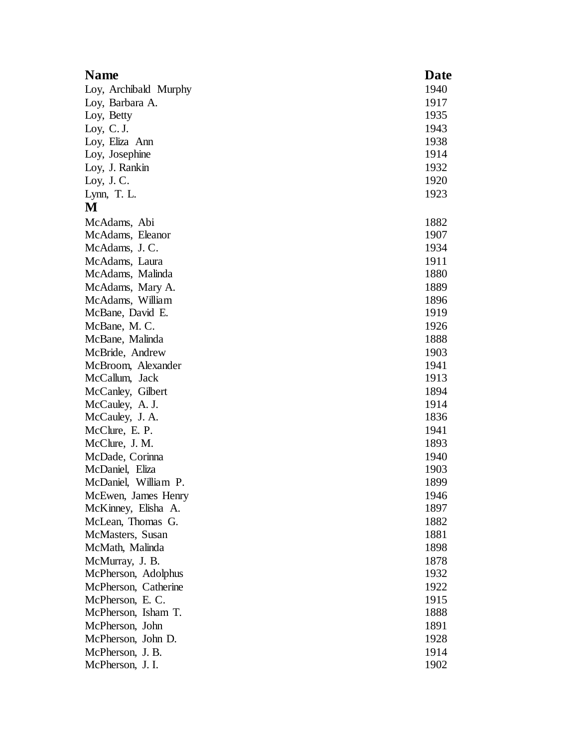| Name | Date |
|---|---|
| Loy, Archibald Murphy | 1940 |
| Loy, Barbara A. | 1917 |
| Loy, Betty | 1935 |
| Loy, C. J. | 1943 |
| Loy, Eliza Ann | 1938 |
| Loy, Josephine | 1914 |
| Loy, J. Rankin | 1932 |
| Loy, J. C. | 1920 |
| Lynn, T. L. | 1923 |
| **M** | |
| McAdams, Abi | 1882 |
| McAdams, Eleanor | 1907 |
| McAdams, J. C. | 1934 |
| McAdams, Laura | 1911 |
| McAdams, Malinda | 1880 |
| McAdams, Mary A. | 1889 |
| McAdams, William | 1896 |
| McBane, David E. | 1919 |
| McBane, M. C. | 1926 |
| McBane, Malinda | 1888 |
| McBride, Andrew | 1903 |
| McBroom, Alexander | 1941 |
| McCallum, Jack | 1913 |
| McCanley, Gilbert | 1894 |
| McCauley, A. J. | 1914 |
| McCauley, J. A. | 1836 |
| McClure, E. P. | 1941 |
| McClure, J. M. | 1893 |
| McDade, Corinna | 1940 |
| McDaniel, Eliza | 1903 |
| McDaniel, William P. | 1899 |
| McEwen, James Henry | 1946 |
| McKinney, Elisha A. | 1897 |
| McLean, Thomas G. | 1882 |
| McMasters, Susan | 1881 |
| McMath, Malinda | 1898 |
| McMurray, J. B. | 1878 |
| McPherson, Adolphus | 1932 |
| McPherson, Catherine | 1922 |
| McPherson, E. C. | 1915 |
| McPherson, Isham T. | 1888 |
| McPherson, John | 1891 |
| McPherson, John D. | 1928 |
| McPherson, J. B. | 1914 |
| McPherson, J. I. | 1902 |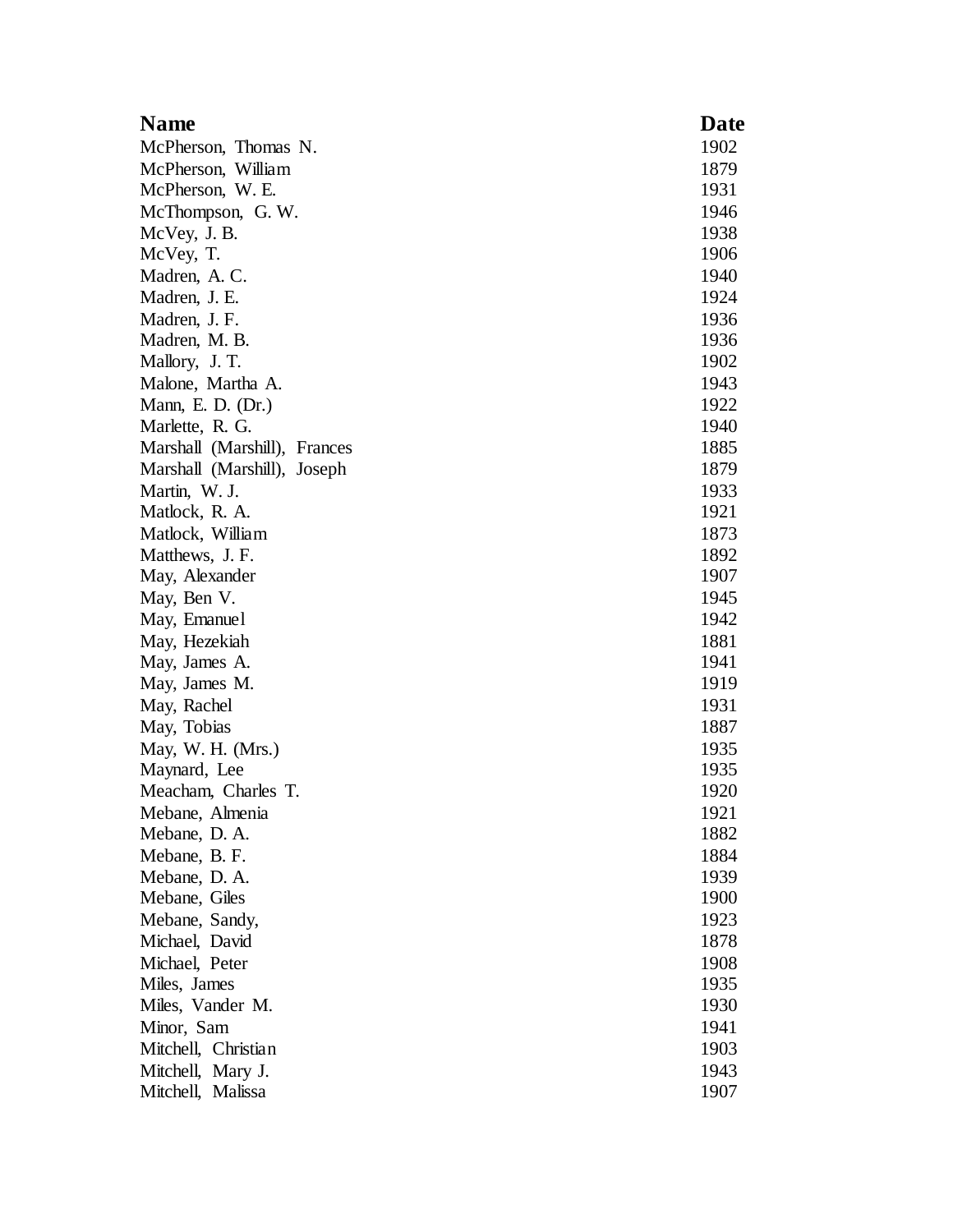| Name | Date |
|---|---|
| McPherson, Thomas N. | 1902 |
| McPherson, William | 1879 |
| McPherson, W. E. | 1931 |
| McThompson, G. W. | 1946 |
| McVey, J. B. | 1938 |
| McVey, T. | 1906 |
| Madren, A. C. | 1940 |
| Madren, J. E. | 1924 |
| Madren, J. F. | 1936 |
| Madren, M. B. | 1936 |
| Mallory, J. T. | 1902 |
| Malone, Martha A. | 1943 |
| Mann, E. D. (Dr.) | 1922 |
| Marlette, R. G. | 1940 |
| Marshall (Marshill), Frances | 1885 |
| Marshall (Marshill), Joseph | 1879 |
| Martin, W. J. | 1933 |
| Matlock, R. A. | 1921 |
| Matlock, William | 1873 |
| Matthews, J. F. | 1892 |
| May, Alexander | 1907 |
| May, Ben V. | 1945 |
| May, Emanuel | 1942 |
| May, Hezekiah | 1881 |
| May, James A. | 1941 |
| May, James M. | 1919 |
| May, Rachel | 1931 |
| May, Tobias | 1887 |
| May, W. H. (Mrs.) | 1935 |
| Maynard, Lee | 1935 |
| Meacham, Charles T. | 1920 |
| Mebane, Almenia | 1921 |
| Mebane, D. A. | 1882 |
| Mebane, B. F. | 1884 |
| Mebane, D. A. | 1939 |
| Mebane, Giles | 1900 |
| Mebane, Sandy, | 1923 |
| Michael, David | 1878 |
| Michael, Peter | 1908 |
| Miles, James | 1935 |
| Miles, Vander M. | 1930 |
| Minor, Sam | 1941 |
| Mitchell, Christian | 1903 |
| Mitchell, Mary J. | 1943 |
| Mitchell, Malissa | 1907 |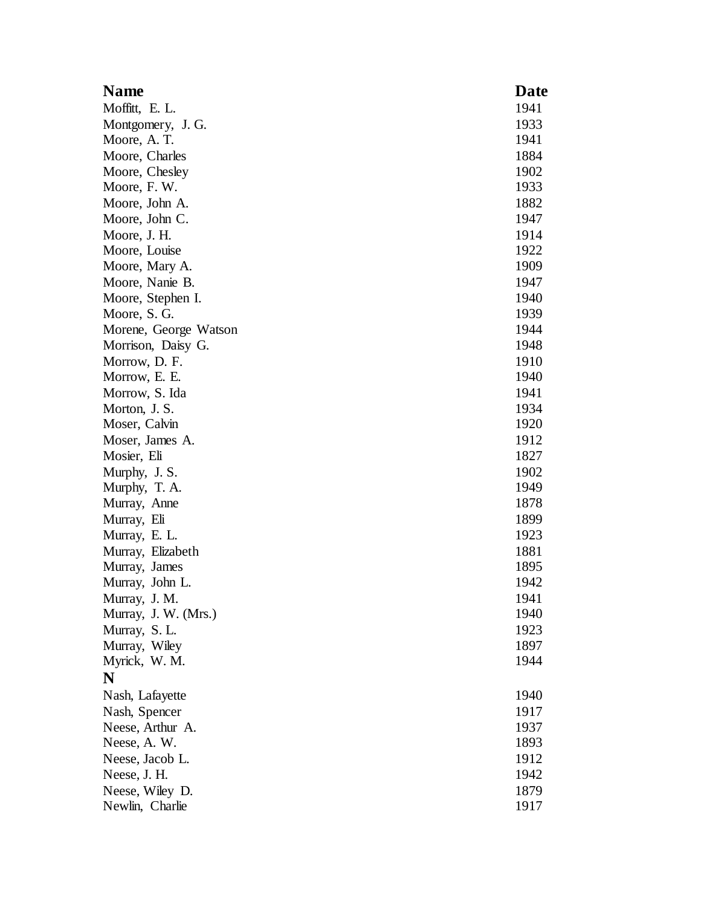| Name | Date |
| --- | --- |
| Moffitt, E. L. | 1941 |
| Montgomery, J. G. | 1933 |
| Moore, A. T. | 1941 |
| Moore, Charles | 1884 |
| Moore, Chesley | 1902 |
| Moore, F. W. | 1933 |
| Moore, John A. | 1882 |
| Moore, John C. | 1947 |
| Moore, J. H. | 1914 |
| Moore, Louise | 1922 |
| Moore, Mary A. | 1909 |
| Moore, Nanie B. | 1947 |
| Moore, Stephen I. | 1940 |
| Moore, S. G. | 1939 |
| Morene, George Watson | 1944 |
| Morrison, Daisy G. | 1948 |
| Morrow, D. F. | 1910 |
| Morrow, E. E. | 1940 |
| Morrow, S. Ida | 1941 |
| Morton, J. S. | 1934 |
| Moser, Calvin | 1920 |
| Moser, James A. | 1912 |
| Mosier, Eli | 1827 |
| Murphy, J. S. | 1902 |
| Murphy, T. A. | 1949 |
| Murray, Anne | 1878 |
| Murray, Eli | 1899 |
| Murray, E. L. | 1923 |
| Murray, Elizabeth | 1881 |
| Murray, James | 1895 |
| Murray, John L. | 1942 |
| Murray, J. M. | 1941 |
| Murray, J. W. (Mrs.) | 1940 |
| Murray, S. L. | 1923 |
| Murray, Wiley | 1897 |
| Myrick, W. M. | 1944 |
| **N** | |
| Nash, Lafayette | 1940 |
| Nash, Spencer | 1917 |
| Neese, Arthur A. | 1937 |
| Neese, A. W. | 1893 |
| Neese, Jacob L. | 1912 |
| Neese, J. H. | 1942 |
| Neese, Wiley D. | 1879 |
| Newlin, Charlie | 1917 |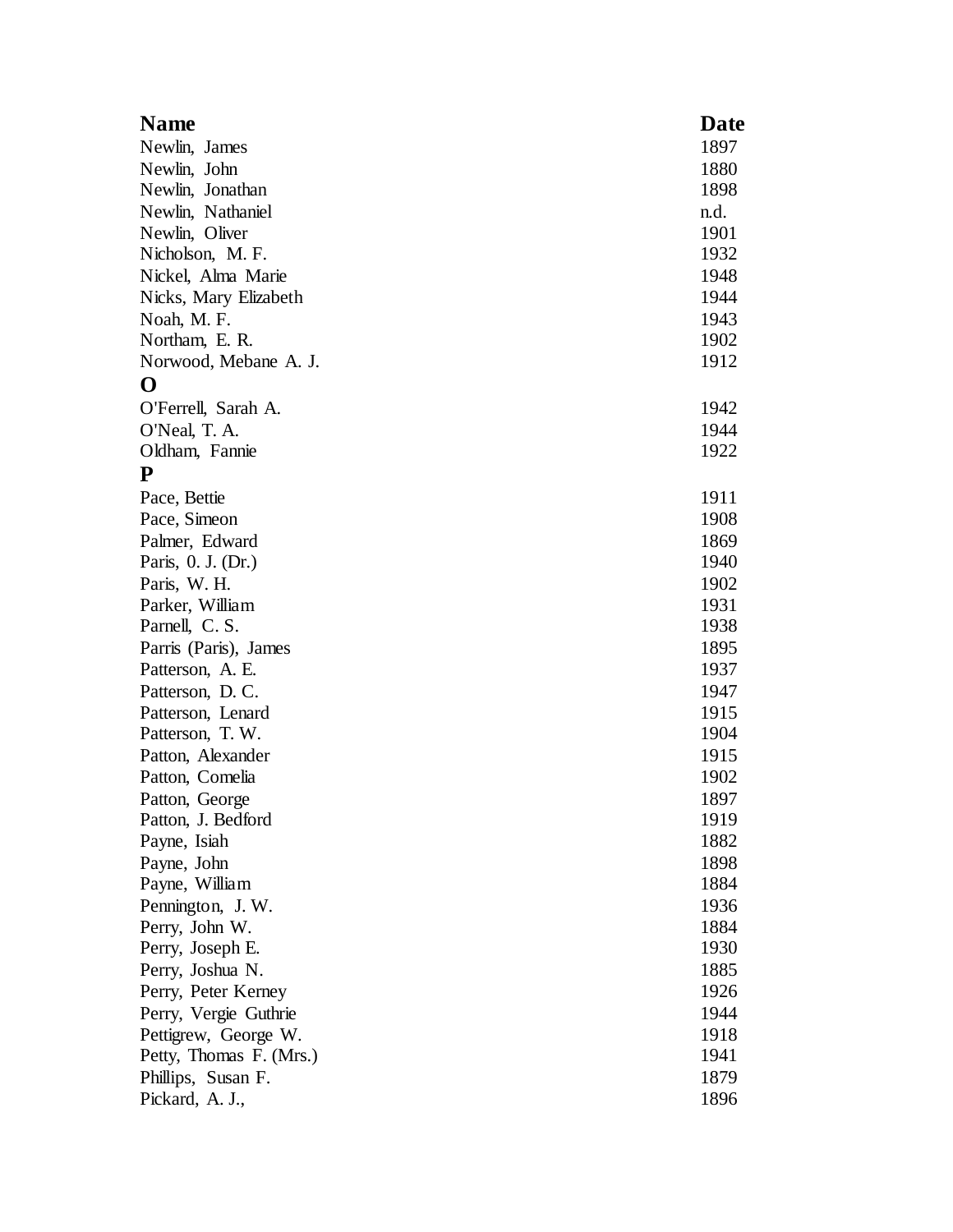| Name | Date |
|---|---|
| Newlin, James | 1897 |
| Newlin, John | 1880 |
| Newlin, Jonathan | 1898 |
| Newlin, Nathaniel | n.d. |
| Newlin, Oliver | 1901 |
| Nicholson, M. F. | 1932 |
| Nickel, Alma Marie | 1948 |
| Nicks, Mary Elizabeth | 1944 |
| Noah, M. F. | 1943 |
| Northam, E. R. | 1902 |
| Norwood, Mebane A. J. | 1912 |
| **O** | |
| O'Ferrell, Sarah A. | 1942 |
| O'Neal, T. A. | 1944 |
| Oldham, Fannie | 1922 |
| **P** | |
| Pace, Bettie | 1911 |
| Pace, Simeon | 1908 |
| Palmer, Edward | 1869 |
| Paris, 0. J. (Dr.) | 1940 |
| Paris, W. H. | 1902 |
| Parker, William | 1931 |
| Parnell, C. S. | 1938 |
| Parris (Paris), James | 1895 |
| Patterson, A. E. | 1937 |
| Patterson, D. C. | 1947 |
| Patterson, Lenard | 1915 |
| Patterson, T. W. | 1904 |
| Patton, Alexander | 1915 |
| Patton, Cornelia | 1902 |
| Patton, George | 1897 |
| Patton, J. Bedford | 1919 |
| Payne, Isiah | 1882 |
| Payne, John | 1898 |
| Payne, William | 1884 |
| Pennington, J. W. | 1936 |
| Perry, John W. | 1884 |
| Perry, Joseph E. | 1930 |
| Perry, Joshua N. | 1885 |
| Perry, Peter Kerney | 1926 |
| Perry, Vergie Guthrie | 1944 |
| Pettigrew, George W. | 1918 |
| Petty, Thomas F. (Mrs.) | 1941 |
| Phillips, Susan F. | 1879 |
| Pickard, A. J., | 1896 |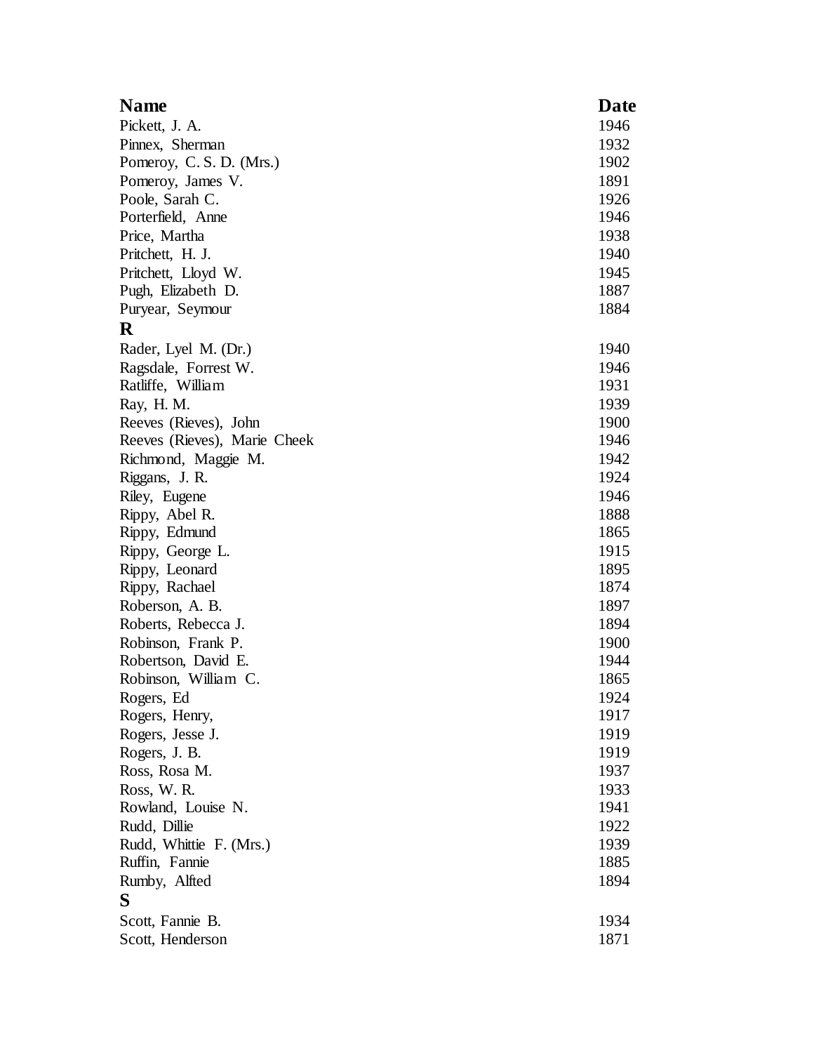| Name | Date |
| --- | --- |
| Pickett, J. A. | 1946 |
| Pinnex, Sherman | 1932 |
| Pomeroy, C. S. D. (Mrs.) | 1902 |
| Pomeroy, James V. | 1891 |
| Poole, Sarah C. | 1926 |
| Porterfield, Anne | 1946 |
| Price, Martha | 1938 |
| Pritchett, H. J. | 1940 |
| Pritchett, Lloyd W. | 1945 |
| Pugh, Elizabeth D. | 1887 |
| Puryear, Seymour | 1884 |
| **R** | |
| Rader, Lyel M. (Dr.) | 1940 |
| Ragsdale, Forrest W. | 1946 |
| Ratliffe, William | 1931 |
| Ray, H. M. | 1939 |
| Reeves (Rieves), John | 1900 |
| Reeves (Rieves), Marie Cheek | 1946 |
| Richmond, Maggie M. | 1942 |
| Riggans, J. R. | 1924 |
| Riley, Eugene | 1946 |
| Rippy, Abel R. | 1888 |
| Rippy, Edmund | 1865 |
| Rippy, George L. | 1915 |
| Rippy, Leonard | 1895 |
| Rippy, Rachael | 1874 |
| Roberson, A. B. | 1897 |
| Roberts, Rebecca J. | 1894 |
| Robinson, Frank P. | 1900 |
| Robertson, David E. | 1944 |
| Robinson, William C. | 1865 |
| Rogers, Ed | 1924 |
| Rogers, Henry, | 1917 |
| Rogers, Jesse J. | 1919 |
| Rogers, J. B. | 1919 |
| Ross, Rosa M. | 1937 |
| Ross, W. R. | 1933 |
| Rowland, Louise N. | 1941 |
| Rudd, Dillie | 1922 |
| Rudd, Whittie F. (Mrs.) | 1939 |
| Ruffin, Fannie | 1885 |
| Rumby, Alfted | 1894 |
| **S** | |
| Scott, Fannie B. | 1934 |
| Scott, Henderson | 1871 |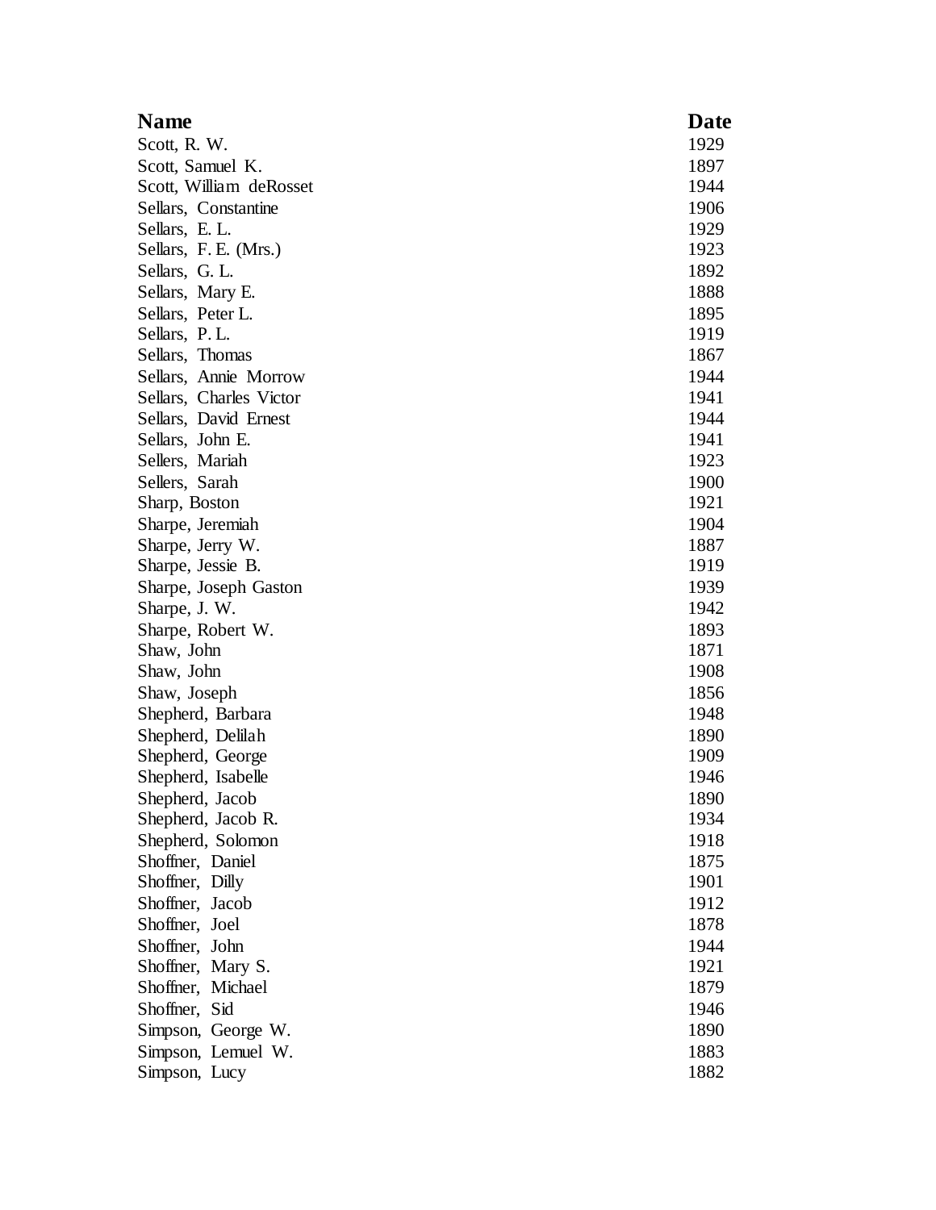| Name | Date |
|---|---|
| Scott, R. W. | 1929 |
| Scott, Samuel K. | 1897 |
| Scott, William deRosset | 1944 |
| Sellars, Constantine | 1906 |
| Sellars, E. L. | 1929 |
| Sellars, F. E. (Mrs.) | 1923 |
| Sellars, G. L. | 1892 |
| Sellars, Mary E. | 1888 |
| Sellars, Peter L. | 1895 |
| Sellars, P. L. | 1919 |
| Sellars, Thomas | 1867 |
| Sellars, Annie Morrow | 1944 |
| Sellars, Charles Victor | 1941 |
| Sellars, David Ernest | 1944 |
| Sellars, John E. | 1941 |
| Sellers, Mariah | 1923 |
| Sellers, Sarah | 1900 |
| Sharp, Boston | 1921 |
| Sharpe, Jeremiah | 1904 |
| Sharpe, Jerry W. | 1887 |
| Sharpe, Jessie B. | 1919 |
| Sharpe, Joseph Gaston | 1939 |
| Sharpe, J. W. | 1942 |
| Sharpe, Robert W. | 1893 |
| Shaw, John | 1871 |
| Shaw, John | 1908 |
| Shaw, Joseph | 1856 |
| Shepherd, Barbara | 1948 |
| Shepherd, Delilah | 1890 |
| Shepherd, George | 1909 |
| Shepherd, Isabelle | 1946 |
| Shepherd, Jacob | 1890 |
| Shepherd, Jacob R. | 1934 |
| Shepherd, Solomon | 1918 |
| Shoffner, Daniel | 1875 |
| Shoffner, Dilly | 1901 |
| Shoffner, Jacob | 1912 |
| Shoffner, Joel | 1878 |
| Shoffner, John | 1944 |
| Shoffner, Mary S. | 1921 |
| Shoffner, Michael | 1879 |
| Shoffner, Sid | 1946 |
| Simpson, George W. | 1890 |
| Simpson, Lemuel W. | 1883 |
| Simpson, Lucy | 1882 |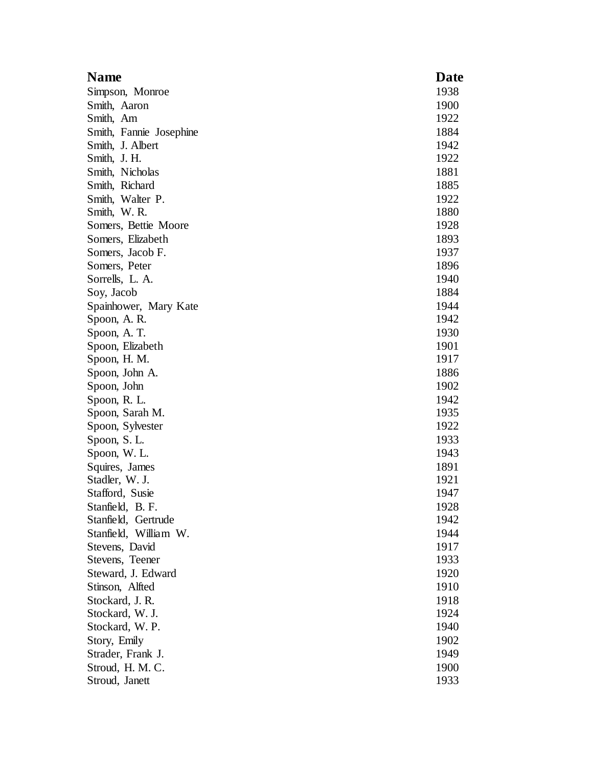| Name | Date |
|---|---|
| Simpson, Monroe | 1938 |
| Smith, Aaron | 1900 |
| Smith, Am | 1922 |
| Smith, Fannie Josephine | 1884 |
| Smith, J. Albert | 1942 |
| Smith, J. H. | 1922 |
| Smith, Nicholas | 1881 |
| Smith, Richard | 1885 |
| Smith, Walter P. | 1922 |
| Smith, W. R. | 1880 |
| Somers, Bettie Moore | 1928 |
| Somers, Elizabeth | 1893 |
| Somers, Jacob F. | 1937 |
| Somers, Peter | 1896 |
| Sorrells, L. A. | 1940 |
| Soy, Jacob | 1884 |
| Spainhower, Mary Kate | 1944 |
| Spoon, A. R. | 1942 |
| Spoon, A. T. | 1930 |
| Spoon, Elizabeth | 1901 |
| Spoon, H. M. | 1917 |
| Spoon, John A. | 1886 |
| Spoon, John | 1902 |
| Spoon, R. L. | 1942 |
| Spoon, Sarah M. | 1935 |
| Spoon, Sylvester | 1922 |
| Spoon, S. L. | 1933 |
| Spoon, W. L. | 1943 |
| Squires, James | 1891 |
| Stadler, W. J. | 1921 |
| Stafford, Susie | 1947 |
| Stanfield, B. F. | 1928 |
| Stanfield, Gertrude | 1942 |
| Stanfield, William W. | 1944 |
| Stevens, David | 1917 |
| Stevens, Teener | 1933 |
| Steward, J. Edward | 1920 |
| Stinson, Alfted | 1910 |
| Stockard, J. R. | 1918 |
| Stockard, W. J. | 1924 |
| Stockard, W. P. | 1940 |
| Story, Emily | 1902 |
| Strader, Frank J. | 1949 |
| Stroud, H. M. C. | 1900 |
| Stroud, Janett | 1933 |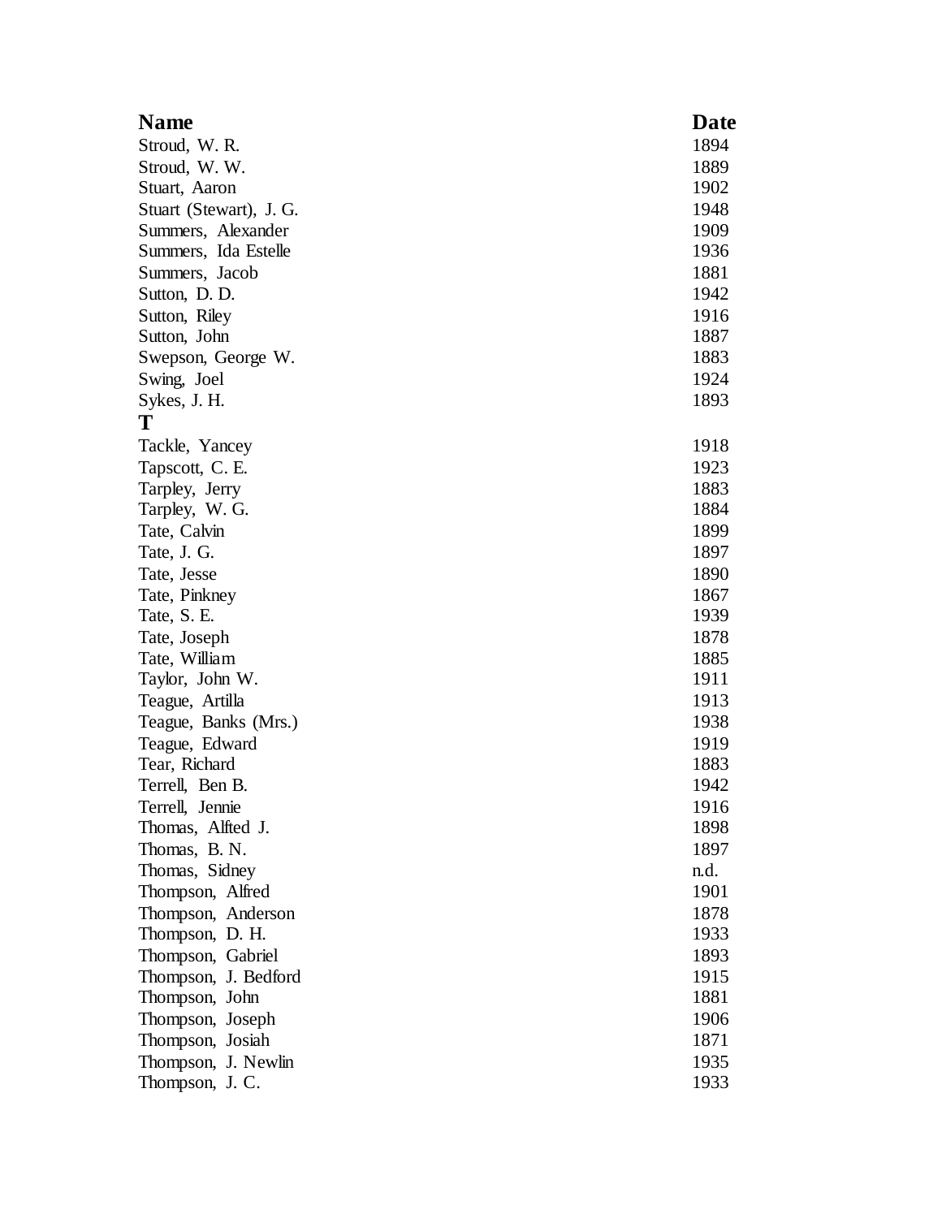| Name | Date |
|---|---|
| Stroud, W. R. | 1894 |
| Stroud, W. W. | 1889 |
| Stuart, Aaron | 1902 |
| Stuart (Stewart), J. G. | 1948 |
| Summers, Alexander | 1909 |
| Summers, Ida Estelle | 1936 |
| Summers, Jacob | 1881 |
| Sutton, D. D. | 1942 |
| Sutton, Riley | 1916 |
| Sutton, John | 1887 |
| Swepson, George W. | 1883 |
| Swing, Joel | 1924 |
| Sykes, J. H. | 1893 |
| **T** | |
| Tackle, Yancey | 1918 |
| Tapscott, C. E. | 1923 |
| Tarpley, Jerry | 1883 |
| Tarpley, W. G. | 1884 |
| Tate, Calvin | 1899 |
| Tate, J. G. | 1897 |
| Tate, Jesse | 1890 |
| Tate, Pinkney | 1867 |
| Tate, S. E. | 1939 |
| Tate, Joseph | 1878 |
| Tate, William | 1885 |
| Taylor, John W. | 1911 |
| Teague, Artilla | 1913 |
| Teague, Banks (Mrs.) | 1938 |
| Teague, Edward | 1919 |
| Tear, Richard | 1883 |
| Terrell, Ben B. | 1942 |
| Terrell, Jennie | 1916 |
| Thomas, Alfted J. | 1898 |
| Thomas, B. N. | 1897 |
| Thomas, Sidney | n.d. |
| Thompson, Alfred | 1901 |
| Thompson, Anderson | 1878 |
| Thompson, D. H. | 1933 |
| Thompson, Gabriel | 1893 |
| Thompson, J. Bedford | 1915 |
| Thompson, John | 1881 |
| Thompson, Joseph | 1906 |
| Thompson, Josiah | 1871 |
| Thompson, J. Newlin | 1935 |
| Thompson, J. C. | 1933 |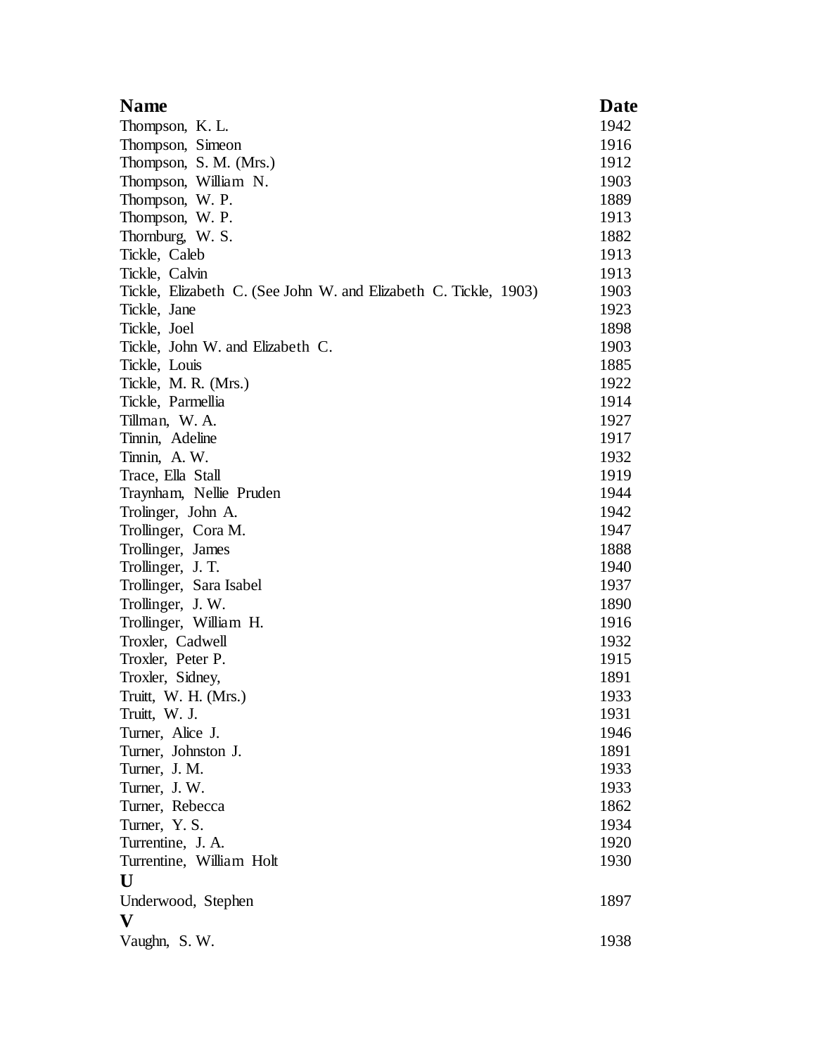| Name | Date |
|---|---|
| Thompson, K. L. | 1942 |
| Thompson, Simeon | 1916 |
| Thompson, S. M. (Mrs.) | 1912 |
| Thompson, William N. | 1903 |
| Thompson, W. P. | 1889 |
| Thompson, W. P. | 1913 |
| Thornburg, W. S. | 1882 |
| Tickle, Caleb | 1913 |
| Tickle, Calvin | 1913 |
| Tickle, Elizabeth C. (See John W. and Elizabeth C. Tickle, 1903) | 1903 |
| Tickle, Jane | 1923 |
| Tickle, Joel | 1898 |
| Tickle, John W. and Elizabeth C. | 1903 |
| Tickle, Louis | 1885 |
| Tickle, M. R. (Mrs.) | 1922 |
| Tickle, Parmellia | 1914 |
| Tillman, W. A. | 1927 |
| Tinnin, Adeline | 1917 |
| Tinnin, A. W. | 1932 |
| Trace, Ella Stall | 1919 |
| Traynham, Nellie Pruden | 1944 |
| Trolinger, John A. | 1942 |
| Trollinger, Cora M. | 1947 |
| Trollinger, James | 1888 |
| Trollinger, J. T. | 1940 |
| Trollinger, Sara Isabel | 1937 |
| Trollinger, J. W. | 1890 |
| Trollinger, William H. | 1916 |
| Troxler, Cadwell | 1932 |
| Troxler, Peter P. | 1915 |
| Troxler, Sidney, | 1891 |
| Truitt, W. H. (Mrs.) | 1933 |
| Truitt, W. J. | 1931 |
| Turner, Alice J. | 1946 |
| Turner, Johnston J. | 1891 |
| Turner, J. M. | 1933 |
| Turner, J. W. | 1933 |
| Turner, Rebecca | 1862 |
| Turner, Y. S. | 1934 |
| Turrentine, J. A. | 1920 |
| Turrentine, William Holt | 1930 |
| **U** | |
| Underwood, Stephen | 1897 |
| **V** | |
| Vaughn, S. W. | 1938 |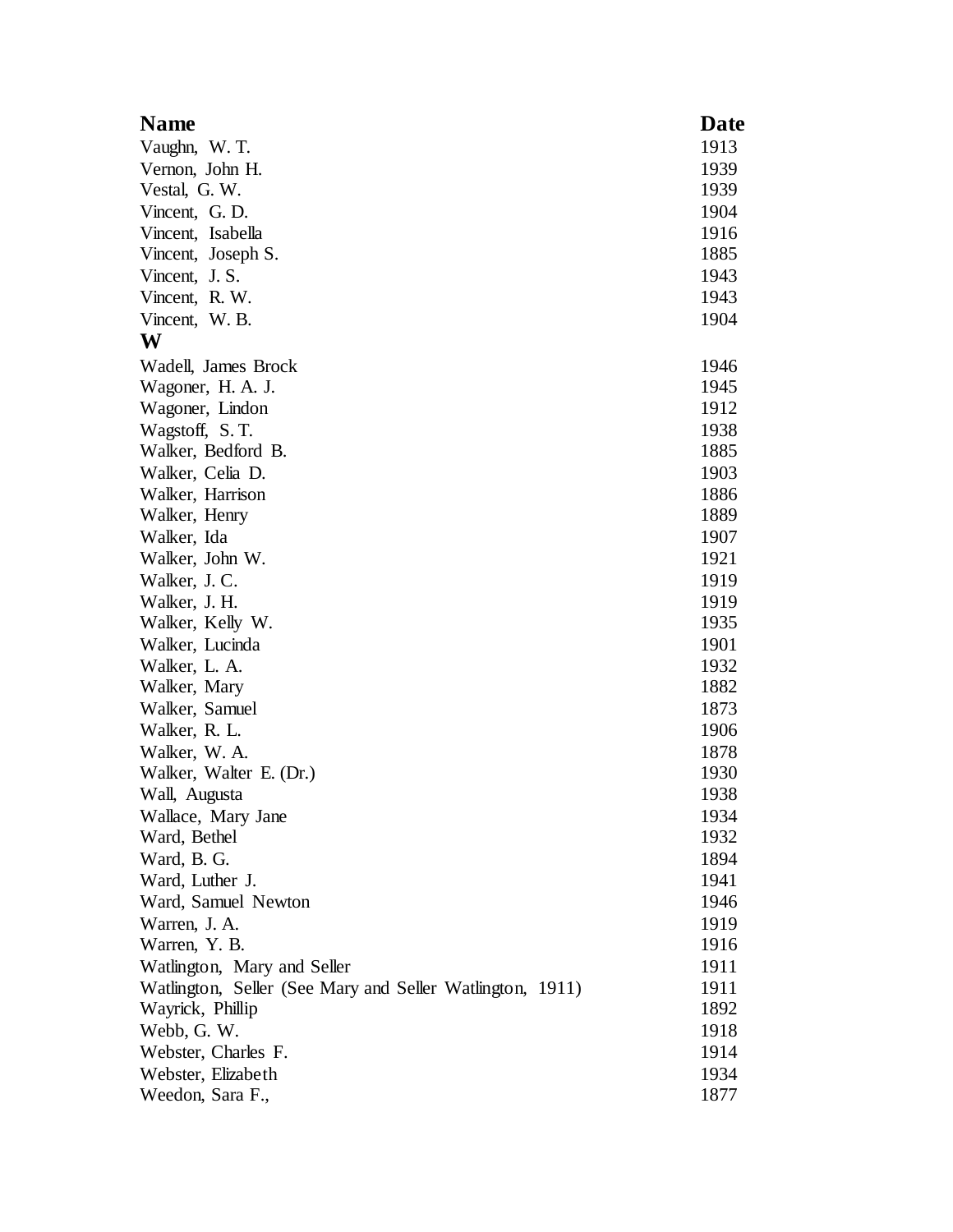| Name | Date |
|---|---|
| Vaughn, W. T. | 1913 |
| Vernon, John H. | 1939 |
| Vestal, G. W. | 1939 |
| Vincent, G. D. | 1904 |
| Vincent, Isabella | 1916 |
| Vincent, Joseph S. | 1885 |
| Vincent, J. S. | 1943 |
| Vincent, R. W. | 1943 |
| Vincent, W. B. | 1904 |
| **W** | |
| Wadell, James Brock | 1946 |
| Wagoner, H. A. J. | 1945 |
| Wagoner, Lindon | 1912 |
| Wagstoff, S. T. | 1938 |
| Walker, Bedford B. | 1885 |
| Walker, Celia D. | 1903 |
| Walker, Harrison | 1886 |
| Walker, Henry | 1889 |
| Walker, Ida | 1907 |
| Walker, John W. | 1921 |
| Walker, J. C. | 1919 |
| Walker, J. H. | 1919 |
| Walker, Kelly W. | 1935 |
| Walker, Lucinda | 1901 |
| Walker, L. A. | 1932 |
| Walker, Mary | 1882 |
| Walker, Samuel | 1873 |
| Walker, R. L. | 1906 |
| Walker, W. A. | 1878 |
| Walker, Walter E. (Dr.) | 1930 |
| Wall, Augusta | 1938 |
| Wallace, Mary Jane | 1934 |
| Ward, Bethel | 1932 |
| Ward, B. G. | 1894 |
| Ward, Luther J. | 1941 |
| Ward, Samuel Newton | 1946 |
| Warren, J. A. | 1919 |
| Warren, Y. B. | 1916 |
| Watlington, Mary and Seller | 1911 |
| Watlington, Seller (See Mary and Seller Watlington, 1911) | 1911 |
| Wayrick, Phillip | 1892 |
| Webb, G. W. | 1918 |
| Webster, Charles F. | 1914 |
| Webster, Elizabeth | 1934 |
| Weedon, Sara F., | 1877 |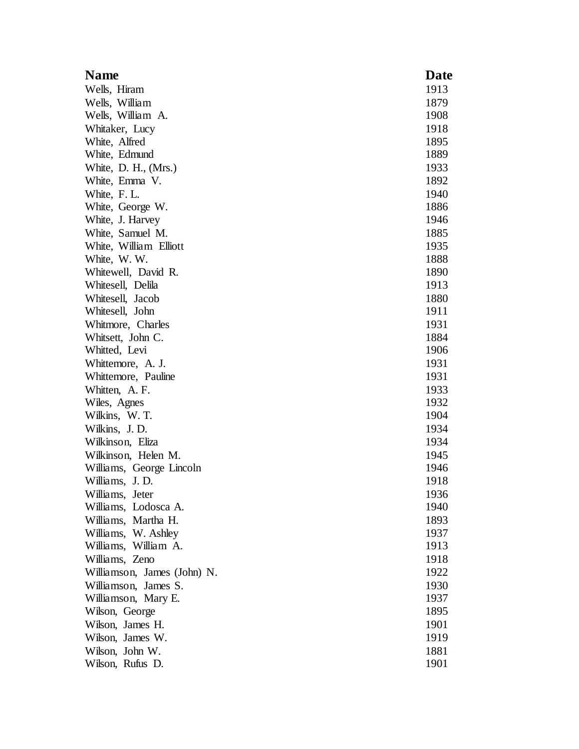| Name | Date |
| --- | --- |
| Wells, Hiram | 1913 |
| Wells, William | 1879 |
| Wells, William A. | 1908 |
| Whitaker, Lucy | 1918 |
| White, Alfred | 1895 |
| White, Edmund | 1889 |
| White, D. H., (Mrs.) | 1933 |
| White, Emma V. | 1892 |
| White, F. L. | 1940 |
| White, George W. | 1886 |
| White, J. Harvey | 1946 |
| White, Samuel M. | 1885 |
| White, William Elliott | 1935 |
| White, W. W. | 1888 |
| Whitewell, David R. | 1890 |
| Whitesell, Delila | 1913 |
| Whitesell, Jacob | 1880 |
| Whitesell, John | 1911 |
| Whitmore, Charles | 1931 |
| Whitsett, John C. | 1884 |
| Whitted, Levi | 1906 |
| Whittemore, A. J. | 1931 |
| Whittemore, Pauline | 1931 |
| Whitten, A. F. | 1933 |
| Wiles, Agnes | 1932 |
| Wilkins, W. T. | 1904 |
| Wilkins, J. D. | 1934 |
| Wilkinson, Eliza | 1934 |
| Wilkinson, Helen M. | 1945 |
| Williams, George Lincoln | 1946 |
| Williams, J. D. | 1918 |
| Williams, Jeter | 1936 |
| Williams, Lodosca A. | 1940 |
| Williams, Martha H. | 1893 |
| Williams, W. Ashley | 1937 |
| Williams, William A. | 1913 |
| Williams, Zeno | 1918 |
| Williamson, James (John) N. | 1922 |
| Williamson, James S. | 1930 |
| Williamson, Mary E. | 1937 |
| Wilson, George | 1895 |
| Wilson, James H. | 1901 |
| Wilson, James W. | 1919 |
| Wilson, John W. | 1881 |
| Wilson, Rufus D. | 1901 |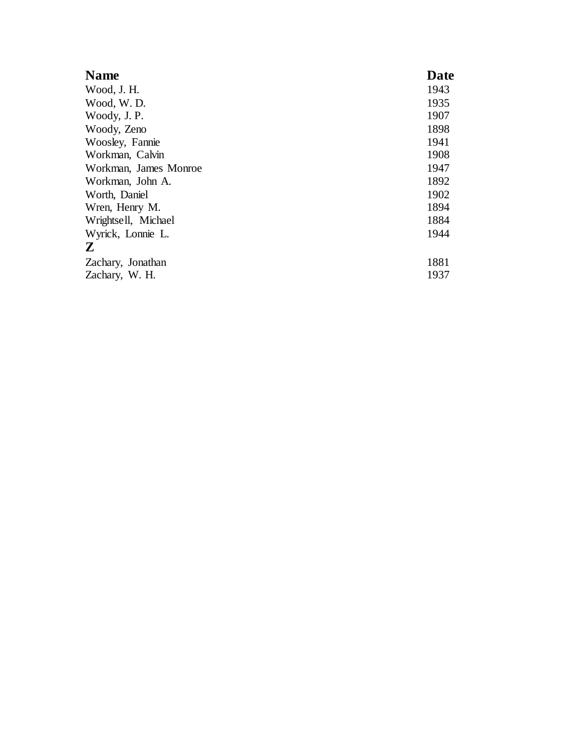| Name | Date |
| --- | --- |
| Wood, J. H. | 1943 |
| Wood, W. D. | 1935 |
| Woody, J. P. | 1907 |
| Woody, Zeno | 1898 |
| Woosley, Fannie | 1941 |
| Workman, Calvin | 1908 |
| Workman, James Monroe | 1947 |
| Workman, John A. | 1892 |
| Worth, Daniel | 1902 |
| Wren, Henry M. | 1894 |
| Wrightsell, Michael | 1884 |
| Wyrick, Lonnie L. | 1944 |
| **Z** | |
| Zachary, Jonathan | 1881 |
| Zachary, W. H. | 1937 |